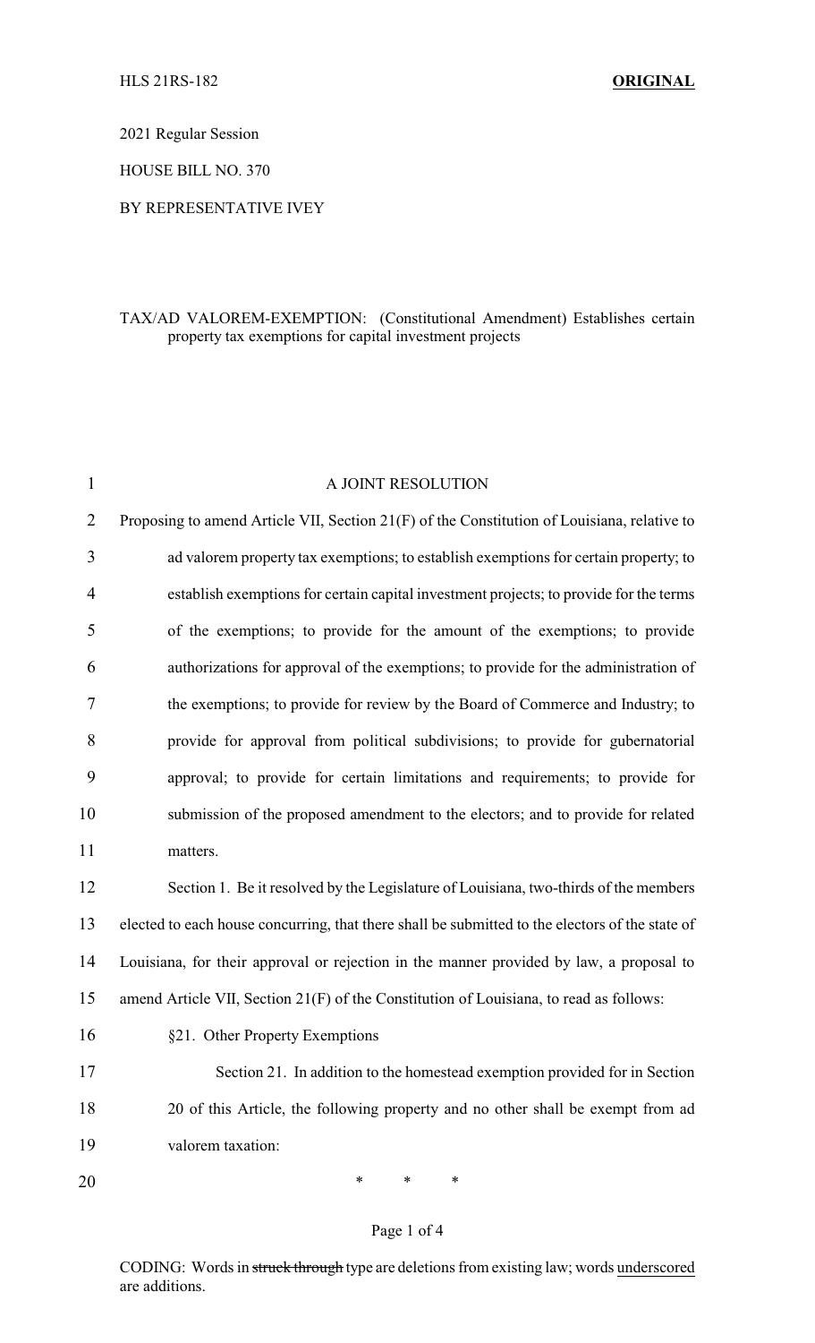HLS 21RS-182 **ORIGINAL**

2021 Regular Session

HOUSE BILL NO. 370

BY REPRESENTATIVE IVEY

TAX/AD VALOREM-EXEMPTION: (Constitutional Amendment) Establishes certain property tax exemptions for capital investment projects

A JOINT RESOLUTION

Proposing to amend Article VII, Section 21(F) of the Constitution of Louisiana, relative to ad valorem property tax exemptions; to establish exemptions for certain property; to establish exemptions for certain capital investment projects; to provide for the terms of the exemptions; to provide for the amount of the exemptions; to provide authorizations for approval of the exemptions; to provide for the administration of the exemptions; to provide for review by the Board of Commerce and Industry; to provide for approval from political subdivisions; to provide for gubernatorial approval; to provide for certain limitations and requirements; to provide for submission of the proposed amendment to the electors; and to provide for related matters.

Section 1. Be it resolved by the Legislature of Louisiana, two-thirds of the members elected to each house concurring, that there shall be submitted to the electors of the state of Louisiana, for their approval or rejection in the manner provided by law, a proposal to amend Article VII, Section 21(F) of the Constitution of Louisiana, to read as follows:

§21. Other Property Exemptions

Section 21. In addition to the homestead exemption provided for in Section 20 of this Article, the following property and no other shall be exempt from ad valorem taxation:

\* \* \*

CODING: Words in ~~struck through~~ type are deletions from existing law; words underscored are additions.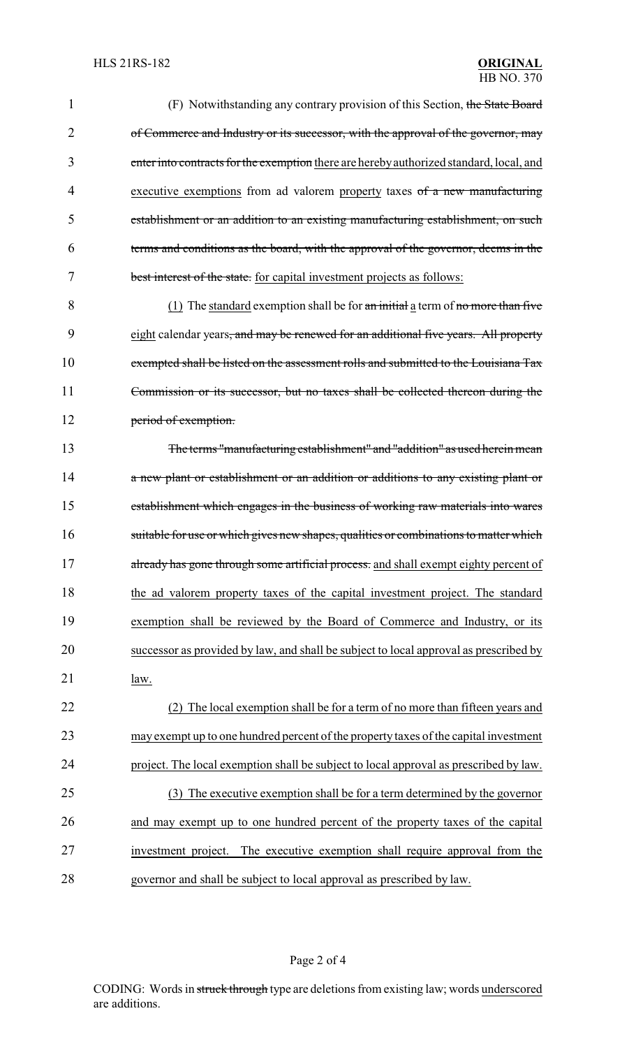(F) Notwithstanding any contrary provision of this Section, ~~the State Board of Commerce and Industry or its successor, with the approval of the governor, may enter into contracts for the exemption~~ <u>there are hereby authorized standard, local, and executive exemptions</u> from ad valorem <u>property</u> taxes ~~of a new manufacturing establishment or an addition to an existing manufacturing establishment, on such terms and conditions as the board, with the approval of the governor, deems in the best interest of the state.~~ <u>for capital investment projects as follows:</u>

<u>(1)</u> The <u>standard</u> exemption shall be for ~~an initial~~ <u>a</u> term of ~~no more than five~~ <u>eight</u> calendar years~~, and may be renewed for an additional five years. All property exempted shall be listed on the assessment rolls and submitted to the Louisiana Tax Commission or its successor, but no taxes shall be collected thereon during the period of exemption.~~

~~The terms "manufacturing establishment" and "addition" as used herein mean a new plant or establishment or an addition or additions to any existing plant or establishment which engages in the business of working raw materials into wares suitable for use or which gives new shapes, qualities or combinations to matter which already has gone through some artificial process.~~ <u>and shall exempt eighty percent of the ad valorem property taxes of the capital investment project. The standard exemption shall be reviewed by the Board of Commerce and Industry, or its successor as provided by law, and shall be subject to local approval as prescribed by law.</u>

<u>(2) The local exemption shall be for a term of no more than fifteen years and may exempt up to one hundred percent of the property taxes of the capital investment project. The local exemption shall be subject to local approval as prescribed by law.</u>

<u>(3) The executive exemption shall be for a term determined by the governor and may exempt up to one hundred percent of the property taxes of the capital investment project. The executive exemption shall require approval from the governor and shall be subject to local approval as prescribed by law.</u>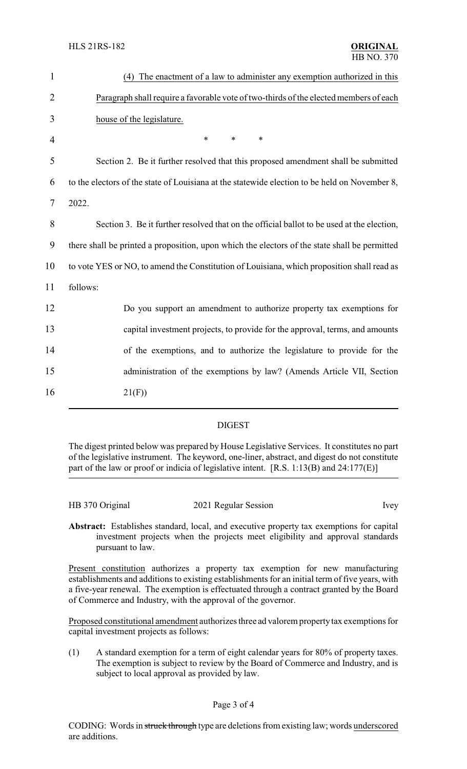(4) The enactment of a law to administer any exemption authorized in this Paragraph shall require a favorable vote of two-thirds of the elected members of each house of the legislature.

\* \* \*

Section 2. Be it further resolved that this proposed amendment shall be submitted to the electors of the state of Louisiana at the statewide election to be held on November 8, 2022.

Section 3. Be it further resolved that on the official ballot to be used at the election, there shall be printed a proposition, upon which the electors of the state shall be permitted to vote YES or NO, to amend the Constitution of Louisiana, which proposition shall read as follows:

> Do you support an amendment to authorize property tax exemptions for capital investment projects, to provide for the approval, terms, and amounts of the exemptions, and to authorize the legislature to provide for the administration of the exemptions by law? (Amends Article VII, Section 21(F))

## DIGEST

The digest printed below was prepared by House Legislative Services. It constitutes no part of the legislative instrument. The keyword, one-liner, abstract, and digest do not constitute part of the law or proof or indicia of legislative intent. [R.S. 1:13(B) and 24:177(E)]

HB 370 Original — 2021 Regular Session — Ivey

**Abstract:** Establishes standard, local, and executive property tax exemptions for capital investment projects when the projects meet eligibility and approval standards pursuant to law.

Present constitution authorizes a property tax exemption for new manufacturing establishments and additions to existing establishments for an initial term of five years, with a five-year renewal. The exemption is effectuated through a contract granted by the Board of Commerce and Industry, with the approval of the governor.

Proposed constitutional amendment authorizes three ad valorem property tax exemptions for capital investment projects as follows:

(1) A standard exemption for a term of eight calendar years for 80% of property taxes. The exemption is subject to review by the Board of Commerce and Industry, and is subject to local approval as provided by law.

CODING: Words in ~~struck through~~ type are deletions from existing law; words underscored are additions.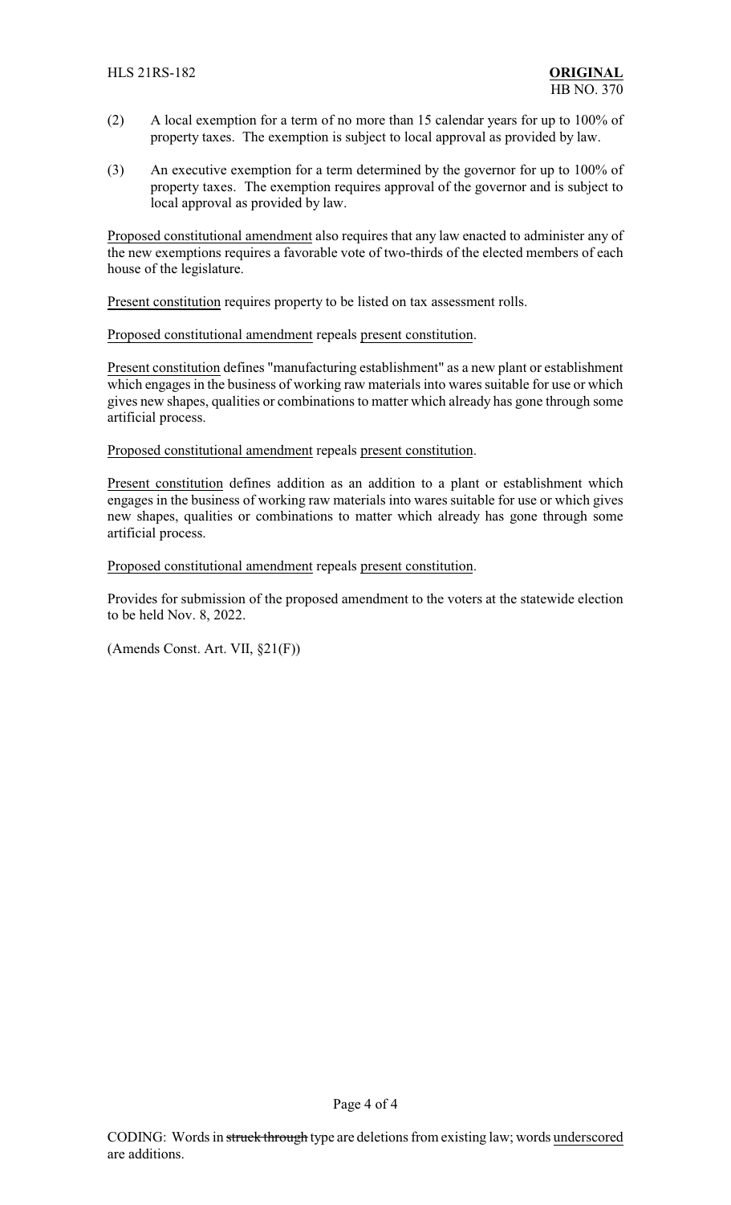(2) A local exemption for a term of no more than 15 calendar years for up to 100% of property taxes. The exemption is subject to local approval as provided by law.

(3) An executive exemption for a term determined by the governor for up to 100% of property taxes. The exemption requires approval of the governor and is subject to local approval as provided by law.

Proposed constitutional amendment also requires that any law enacted to administer any of the new exemptions requires a favorable vote of two-thirds of the elected members of each house of the legislature.

Present constitution requires property to be listed on tax assessment rolls.

Proposed constitutional amendment repeals present constitution.

Present constitution defines "manufacturing establishment" as a new plant or establishment which engages in the business of working raw materials into wares suitable for use or which gives new shapes, qualities or combinations to matter which already has gone through some artificial process.

Proposed constitutional amendment repeals present constitution.

Present constitution defines addition as an addition to a plant or establishment which engages in the business of working raw materials into wares suitable for use or which gives new shapes, qualities or combinations to matter which already has gone through some artificial process.

Proposed constitutional amendment repeals present constitution.

Provides for submission of the proposed amendment to the voters at the statewide election to be held Nov. 8, 2022.

(Amends Const. Art. VII, §21(F))

CODING: Words in ~~struck through~~ type are deletions from existing law; words underscored are additions.